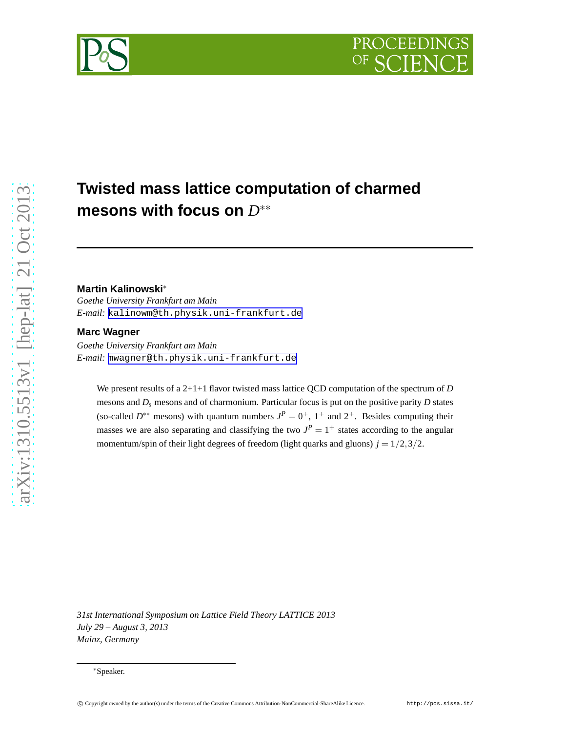# Twisted mass lattice computation of charmed mesons with focus on $D^{**}$

**Martin Kalinowski**[*]

*Goethe University Frankfurt am Main*

*E-mail:* kalinowm@th.physik.uni-frankfurt.de

**Marc Wagner**

*Goethe University Frankfurt am Main*

*E-mail:* mwagner@th.physik.uni-frankfurt.de

We present results of a 2+1+1 flavor twisted mass lattice QCD computation of the spectrum of $D$ mesons and $D_s$ mesons and of charmonium. Particular focus is put on the positive parity $D$ states (so-called $D^{**}$ mesons) with quantum numbers $J^P = 0^+$, $1^+$ and $2^+$. Besides computing their masses we are also separating and classifying the two $J^P = 1^+$ states according to the angular momentum/spin of their light degrees of freedom (light quarks and gluons) $j = 1/2, 3/2$.

*31st International Symposium on Lattice Field Theory LATTICE 2013*
*July 29 – August 3, 2013*
*Mainz, Germany*

[*] Speaker.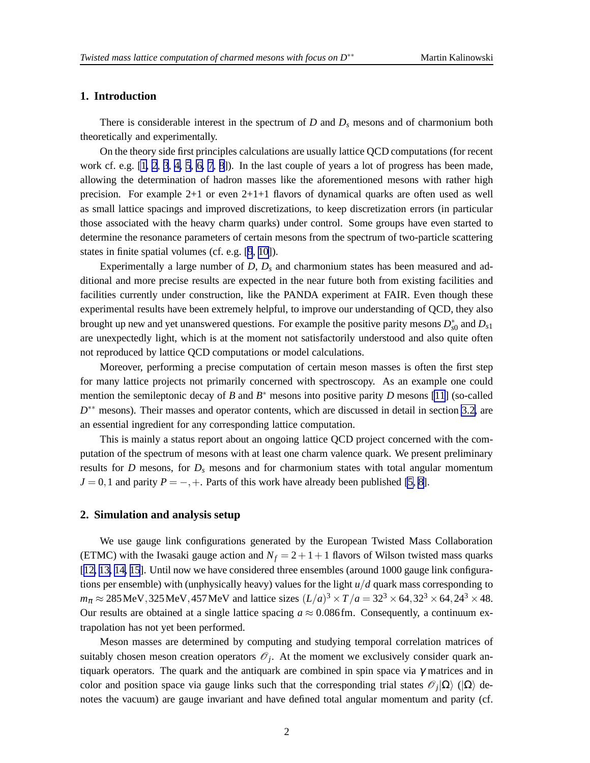## 1. Introduction

There is considerable interest in the spectrum of $D$ and $D_s$ mesons and of charmonium both theoretically and experimentally.

On the theory side first principles calculations are usually lattice QCD computations (for recent work cf. e.g. [1, 2, 3, 4, 5, 6, 7, 8]). In the last couple of years a lot of progress has been made, allowing the determination of hadron masses like the aforementioned mesons with rather high precision. For example 2+1 or even 2+1+1 flavors of dynamical quarks are often used as well as small lattice spacings and improved discretizations, to keep discretization errors (in particular those associated with the heavy charm quarks) under control. Some groups have even started to determine the resonance parameters of certain mesons from the spectrum of two-particle scattering states in finite spatial volumes (cf. e.g. [9, 10]).

Experimentally a large number of $D$, $D_s$ and charmonium states has been measured and additional and more precise results are expected in the near future both from existing facilities and facilities currently under construction, like the PANDA experiment at FAIR. Even though these experimental results have been extremely helpful, to improve our understanding of QCD, they also brought up new and yet unanswered questions. For example the positive parity mesons $D_{s0}^*$ and $D_{s1}$ are unexpectedly light, which is at the moment not satisfactorily understood and also quite often not reproduced by lattice QCD computations or model calculations.

Moreover, performing a precise computation of certain meson masses is often the first step for many lattice projects not primarily concerned with spectroscopy. As an example one could mention the semileptonic decay of $B$ and $B^*$ mesons into positive parity $D$ mesons [11] (so-called $D^{**}$ mesons). Their masses and operator contents, which are discussed in detail in section 3.2, are an essential ingredient for any corresponding lattice computation.

This is mainly a status report about an ongoing lattice QCD project concerned with the computation of the spectrum of mesons with at least one charm valence quark. We present preliminary results for $D$ mesons, for $D_s$ mesons and for charmonium states with total angular momentum $J = 0, 1$ and parity $P = -, +$. Parts of this work have already been published [5, 8].

## 2. Simulation and analysis setup

We use gauge link configurations generated by the European Twisted Mass Collaboration (ETMC) with the Iwasaki gauge action and $N_f = 2+1+1$ flavors of Wilson twisted mass quarks [12, 13, 14, 15]. Until now we have considered three ensembles (around 1000 gauge link configurations per ensemble) with (unphysically heavy) values for the light $u/d$ quark mass corresponding to $m_\pi \approx 285\,\text{MeV}, 325\,\text{MeV}, 457\,\text{MeV}$ and lattice sizes $(L/a)^3 \times T/a = 32^3 \times 64, 32^3 \times 64, 24^3 \times 48$. Our results are obtained at a single lattice spacing $a \approx 0.086\,\text{fm}$. Consequently, a continuum extrapolation has not yet been performed.

Meson masses are determined by computing and studying temporal correlation matrices of suitably chosen meson creation operators $\mathcal{O}_j$. At the moment we exclusively consider quark antiquark operators. The quark and the antiquark are combined in spin space via $\gamma$ matrices and in color and position space via gauge links such that the corresponding trial states $\mathcal{O}_j|\Omega\rangle$ ($|\Omega\rangle$ denotes the vacuum) are gauge invariant and have defined total angular momentum and parity (cf.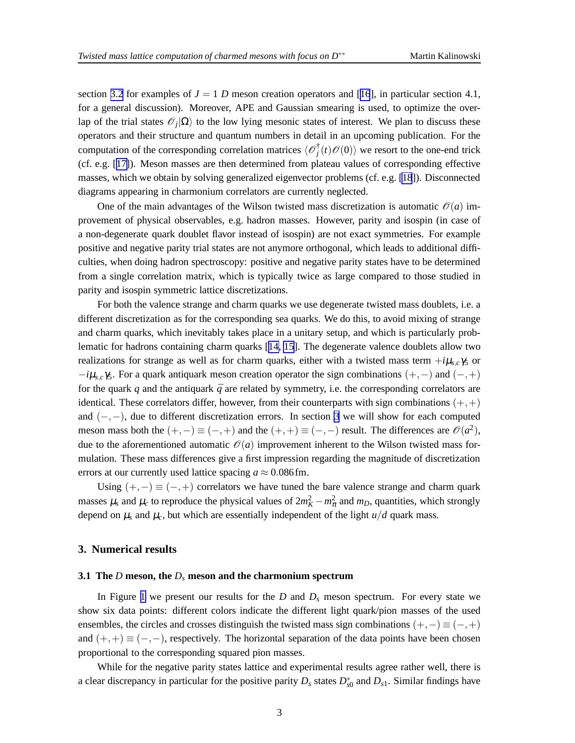section 3.2 for examples of $J = 1$ $D$ meson creation operators and [16], in particular section 4.1, for a general discussion). Moreover, APE and Gaussian smearing is used, to optimize the overlap of the trial states $\mathcal{O}_j|\Omega\rangle$ to the low lying mesonic states of interest. We plan to discuss these operators and their structure and quantum numbers in detail in an upcoming publication. For the computation of the corresponding correlation matrices $\langle \mathcal{O}_j^\dagger(t)\mathcal{O}(0)\rangle$ we resort to the one-end trick (cf. e.g. [17]). Meson masses are then determined from plateau values of corresponding effective masses, which we obtain by solving generalized eigenvector problems (cf. e.g. [18]). Disconnected diagrams appearing in charmonium correlators are currently neglected.

One of the main advantages of the Wilson twisted mass discretization is automatic $\mathcal{O}(a)$ improvement of physical observables, e.g. hadron masses. However, parity and isospin (in case of a non-degenerate quark doublet flavor instead of isospin) are not exact symmetries. For example positive and negative parity trial states are not anymore orthogonal, which leads to additional difficulties, when doing hadron spectroscopy: positive and negative parity states have to be determined from a single correlation matrix, which is typically twice as large compared to those studied in parity and isospin symmetric lattice discretizations.

For both the valence strange and charm quarks we use degenerate twisted mass doublets, i.e. a different discretization as for the corresponding sea quarks. We do this, to avoid mixing of strange and charm quarks, which inevitably takes place in a unitary setup, and which is particularly problematic for hadrons containing charm quarks [14, 15]. The degenerate valence doublets allow two realizations for strange as well as for charm quarks, either with a twisted mass term $+i\mu_{s,c}\gamma_5$ or $-i\mu_{s,c}\gamma_5$. For a quark antiquark meson creation operator the sign combinations $(+,-)$ and $(-,+)$ for the quark $q$ and the antiquark $\bar{q}$ are related by symmetry, i.e. the corresponding correlators are identical. These correlators differ, however, from their counterparts with sign combinations $(+,+)$ and $(-,-)$, due to different discretization errors. In section 3 we will show for each computed meson mass both the $(+,-) \equiv (-,+)$ and the $(+,+) \equiv (-,-)$ result. The differences are $\mathcal{O}(a^2)$, due to the aforementioned automatic $\mathcal{O}(a)$ improvement inherent to the Wilson twisted mass formulation. These mass differences give a first impression regarding the magnitude of discretization errors at our currently used lattice spacing $a \approx 0.086\,\mathrm{fm}$.

Using $(+,-) \equiv (-,+)$ correlators we have tuned the bare valence strange and charm quark masses $\mu_s$ and $\mu_c$ to reproduce the physical values of $2m_K^2 - m_\pi^2$ and $m_D$, quantities, which strongly depend on $\mu_s$ and $\mu_c$, but which are essentially independent of the light $u/d$ quark mass.

## 3. Numerical results

### 3.1 The $D$ meson, the $D_s$ meson and the charmonium spectrum

In Figure 1 we present our results for the $D$ and $D_s$ meson spectrum. For every state we show six data points: different colors indicate the different light quark/pion masses of the used ensembles, the circles and crosses distinguish the twisted mass sign combinations $(+,-) \equiv (-,+)$ and $(+,+) \equiv (-,-)$, respectively. The horizontal separation of the data points have been chosen proportional to the corresponding squared pion masses.

While for the negative parity states lattice and experimental results agree rather well, there is a clear discrepancy in particular for the positive parity $D_s$ states $D_{s0}^*$ and $D_{s1}$. Similar findings have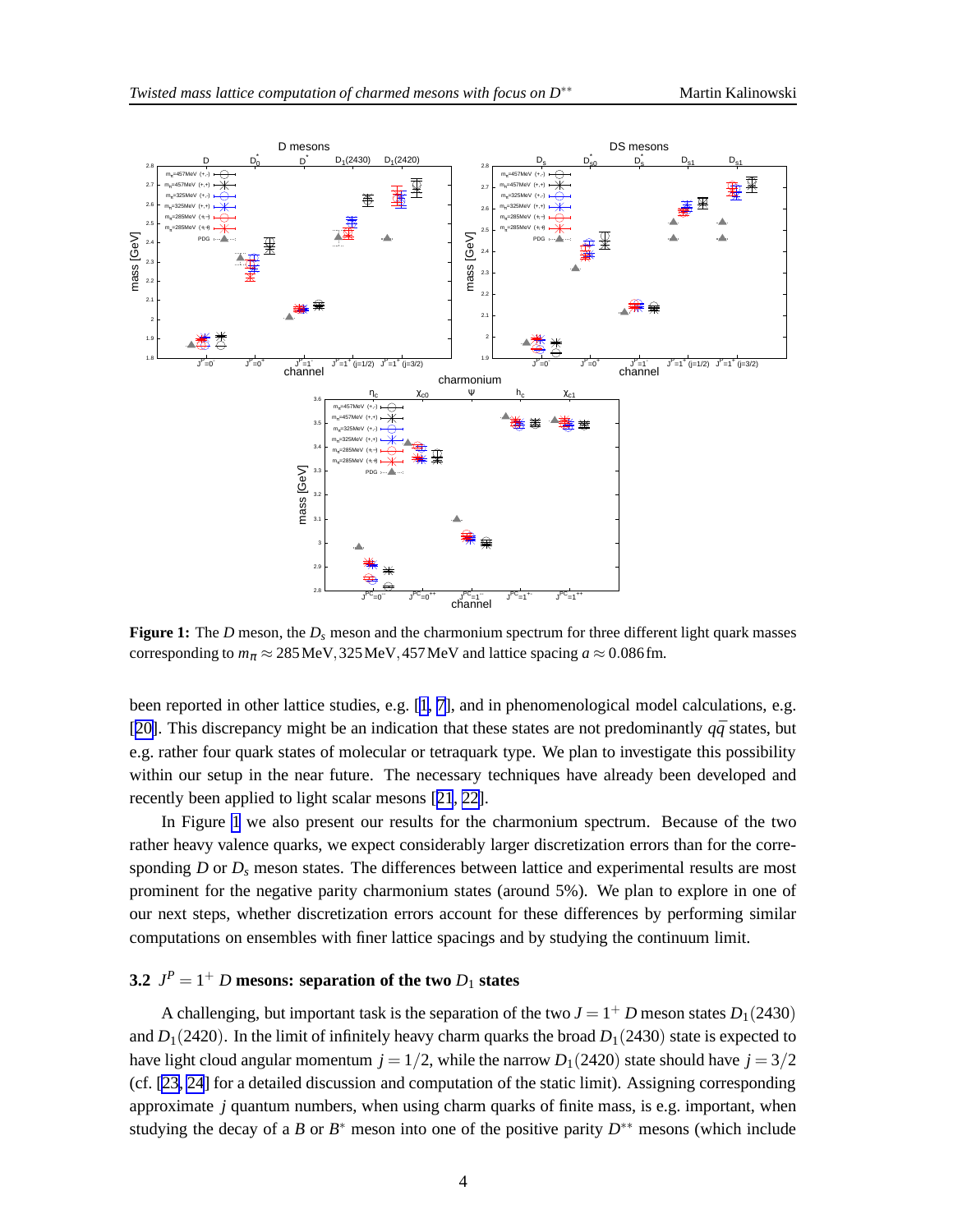**Figure 1:** The $D$ meson, the $D_s$ meson and the charmonium spectrum for three different light quark masses corresponding to $m_\pi \approx 285\,\text{MeV}, 325\,\text{MeV}, 457\,\text{MeV}$ and lattice spacing $a \approx 0.086\,\text{fm}$.

been reported in other lattice studies, e.g. [1, 7], and in phenomenological model calculations, e.g. [20]. This discrepancy might be an indication that these states are not predominantly $q\bar{q}$ states, but e.g. rather four quark states of molecular or tetraquark type. We plan to investigate this possibility within our setup in the near future. The necessary techniques have already been developed and recently been applied to light scalar mesons [21, 22].

In Figure 1 we also present our results for the charmonium spectrum. Because of the two rather heavy valence quarks, we expect considerably larger discretization errors than for the corresponding $D$ or $D_s$ meson states. The differences between lattice and experimental results are most prominent for the negative parity charmonium states (around 5%). We plan to explore in one of our next steps, whether discretization errors account for these differences by performing similar computations on ensembles with finer lattice spacings and by studying the continuum limit.

### 3.2 $J^P = 1^+$ $D$ mesons: separation of the two $D_1$ states

A challenging, but important task is the separation of the two $J = 1^+$ $D$ meson states $D_1(2430)$ and $D_1(2420)$. In the limit of infinitely heavy charm quarks the broad $D_1(2430)$ state is expected to have light cloud angular momentum $j = 1/2$, while the narrow $D_1(2420)$ state should have $j = 3/2$ (cf. [23, 24] for a detailed discussion and computation of the static limit). Assigning corresponding approximate $j$ quantum numbers, when using charm quarks of finite mass, is e.g. important, when studying the decay of a $B$ or $B^*$ meson into one of the positive parity $D^{**}$ mesons (which include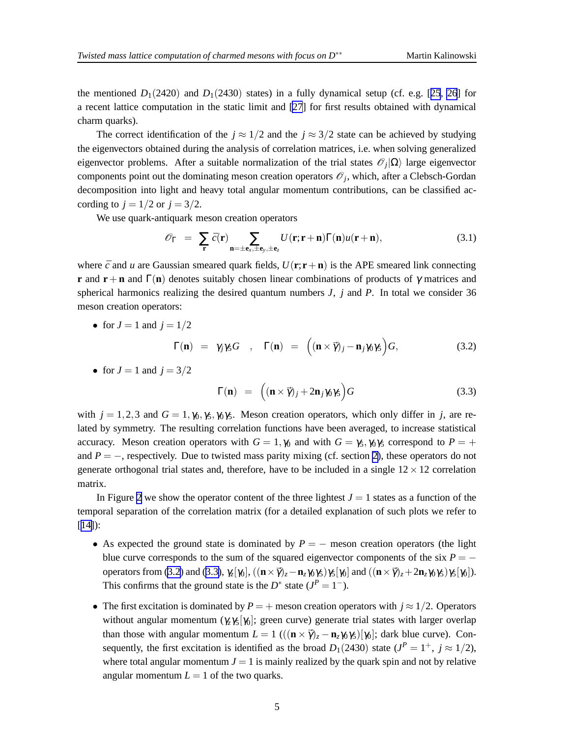the mentioned $D_1(2420)$ and $D_1(2430)$ states) in a fully dynamical setup (cf. e.g. [25, 26] for a recent lattice computation in the static limit and [27] for first results obtained with dynamical charm quarks).

The correct identification of the $j \approx 1/2$ and the $j \approx 3/2$ state can be achieved by studying the eigenvectors obtained during the analysis of correlation matrices, i.e. when solving generalized eigenvector problems. After a suitable normalization of the trial states $\mathscr{O}_j|\Omega\rangle$ large eigenvector components point out the dominating meson creation operators $\mathscr{O}_j$, which, after a Clebsch-Gordan decomposition into light and heavy total angular momentum contributions, can be classified according to $j = 1/2$ or $j = 3/2$.

We use quark-antiquark meson creation operators

$$\mathscr{O}_\Gamma \;=\; \sum_{\mathbf{r}} \bar{c}(\mathbf{r}) \sum_{\mathbf{n}=\pm\mathbf{e}_x,\pm\mathbf{e}_y,\pm\mathbf{e}_z} U(\mathbf{r};\mathbf{r}+\mathbf{n})\Gamma(\mathbf{n})u(\mathbf{r}+\mathbf{n}), \tag{3.1}$$

where $\bar{c}$ and $u$ are Gaussian smeared quark fields, $U(\mathbf{r};\mathbf{r}+\mathbf{n})$ is the APE smeared link connecting $\mathbf{r}$ and $\mathbf{r}+\mathbf{n}$ and $\Gamma(\mathbf{n})$ denotes suitably chosen linear combinations of products of $\gamma$ matrices and spherical harmonics realizing the desired quantum numbers $J$, $j$ and $P$. In total we consider 36 meson creation operators:

- for $J = 1$ and $j = 1/2$

$$\Gamma(\mathbf{n}) \;=\; \gamma_j\gamma_5 G \quad , \quad \Gamma(\mathbf{n}) \;=\; \Big((\mathbf{n}\times\vec{\gamma})_j - \mathbf{n}_j\gamma_0\gamma_5\Big)G, \tag{3.2}$$

- for $J = 1$ and $j = 3/2$

$$\Gamma(\mathbf{n}) \;=\; \Big((\mathbf{n}\times\vec{\gamma})_j + 2\mathbf{n}_j\gamma_0\gamma_5\Big)G \tag{3.3}$$

with $j = 1,2,3$ and $G = 1, \gamma_0, \gamma_5, \gamma_0\gamma_5$. Meson creation operators, which only differ in $j$, are related by symmetry. The resulting correlation functions have been averaged, to increase statistical accuracy. Meson creation operators with $G = 1, \gamma_0$ and with $G = \gamma_5, \gamma_0\gamma_5$ correspond to $P = +$ and $P = -$, respectively. Due to twisted mass parity mixing (cf. section 2), these operators do not generate orthogonal trial states and, therefore, have to be included in a single $12 \times 12$ correlation matrix.

In Figure 2 we show the operator content of the three lightest $J = 1$ states as a function of the temporal separation of the correlation matrix (for a detailed explanation of such plots we refer to [14]):

- As expected the ground state is dominated by $P = -$ meson creation operators (the light blue curve corresponds to the sum of the squared eigenvector components of the six $P = -$ operators from (3.2) and (3.3), $\gamma_z[\gamma_0]$, $((\mathbf{n}\times\vec{\gamma})_z - \mathbf{n}_z\gamma_0\gamma_5)\gamma_5[\gamma_0]$ and $((\mathbf{n}\times\vec{\gamma})_z + 2\mathbf{n}_z\gamma_0\gamma_5)\gamma_5[\gamma_0]$). This confirms that the ground state is the $D^*$ state ($J^P = 1^-$).

- The first excitation is dominated by $P = +$ meson creation operators with $j \approx 1/2$. Operators without angular momentum ($\gamma_z\gamma_5[\gamma_0]$; green curve) generate trial states with larger overlap than those with angular momentum $L = 1$ ($((\mathbf{n}\times\vec{\gamma})_z - \mathbf{n}_z\gamma_0\gamma_5)[\gamma_0]$; dark blue curve). Consequently, the first excitation is identified as the broad $D_1(2430)$ state ($J^P = 1^+$, $j \approx 1/2$), where total angular momentum $J = 1$ is mainly realized by the quark spin and not by relative angular momentum $L = 1$ of the two quarks.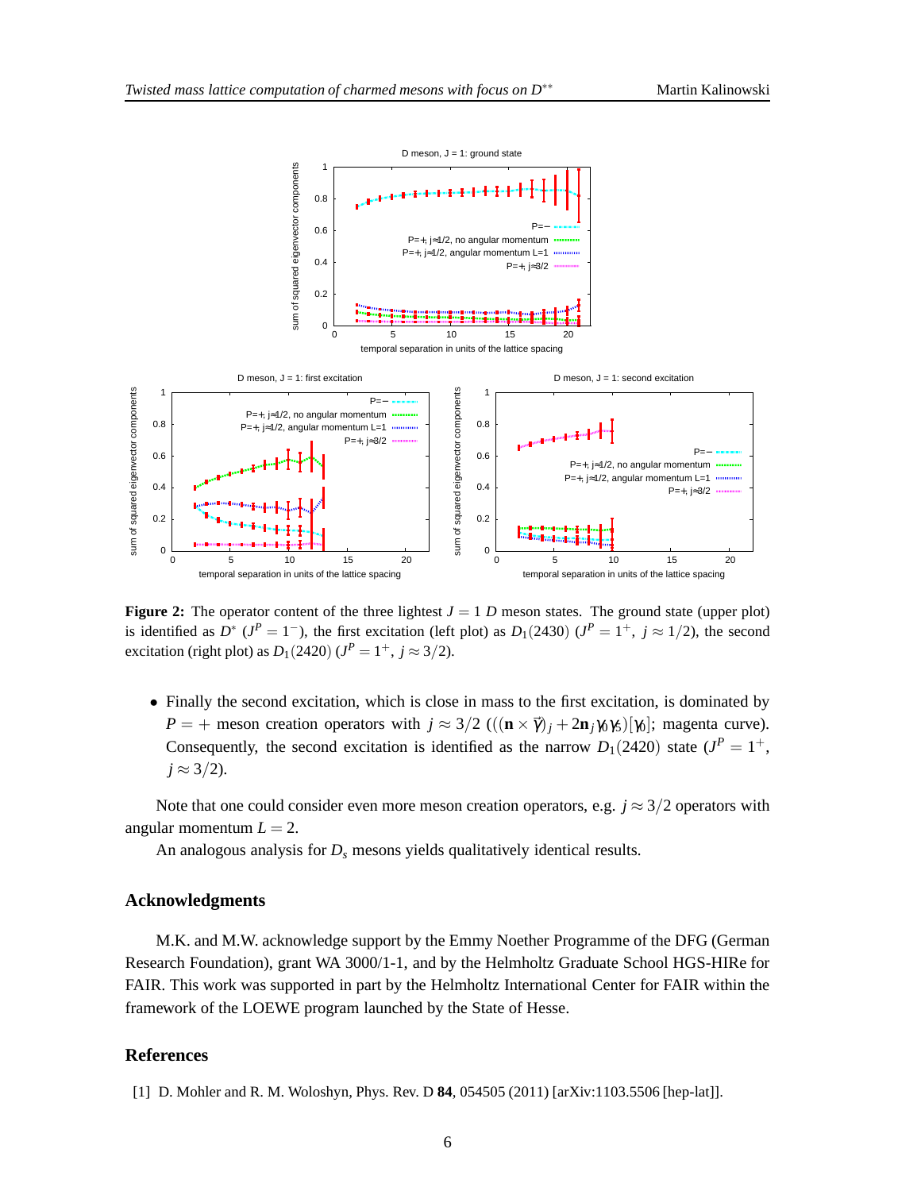**Figure 2:** The operator content of the three lightest $J = 1$ $D$ meson states. The ground state (upper plot) is identified as $D^*$ ($J^P = 1^-$), the first excitation (left plot) as $D_1(2430)$ ($J^P = 1^+$, $j \approx 1/2$), the second excitation (right plot) as $D_1(2420)$ ($J^P = 1^+$, $j \approx 3/2$).

- Finally the second excitation, which is close in mass to the first excitation, is dominated by $P = +$ meson creation operators with $j \approx 3/2$ ($((\mathbf{n} \times \vec{\gamma})_j + 2\mathbf{n}_j \gamma_0 \gamma_5)[\gamma_0]$; magenta curve). Consequently, the second excitation is identified as the narrow $D_1(2420)$ state ($J^P = 1^+$, $j \approx 3/2$).

Note that one could consider even more meson creation operators, e.g. $j \approx 3/2$ operators with angular momentum $L = 2$.

An analogous analysis for $D_s$ mesons yields qualitatively identical results.

## Acknowledgments

M.K. and M.W. acknowledge support by the Emmy Noether Programme of the DFG (German Research Foundation), grant WA 3000/1-1, and by the Helmholtz Graduate School HGS-HIRe for FAIR. This work was supported in part by the Helmholtz International Center for FAIR within the framework of the LOEWE program launched by the State of Hesse.

## References

[1] D. Mohler and R. M. Woloshyn, Phys. Rev. D **84**, 054505 (2011) [arXiv:1103.5506 [hep-lat]].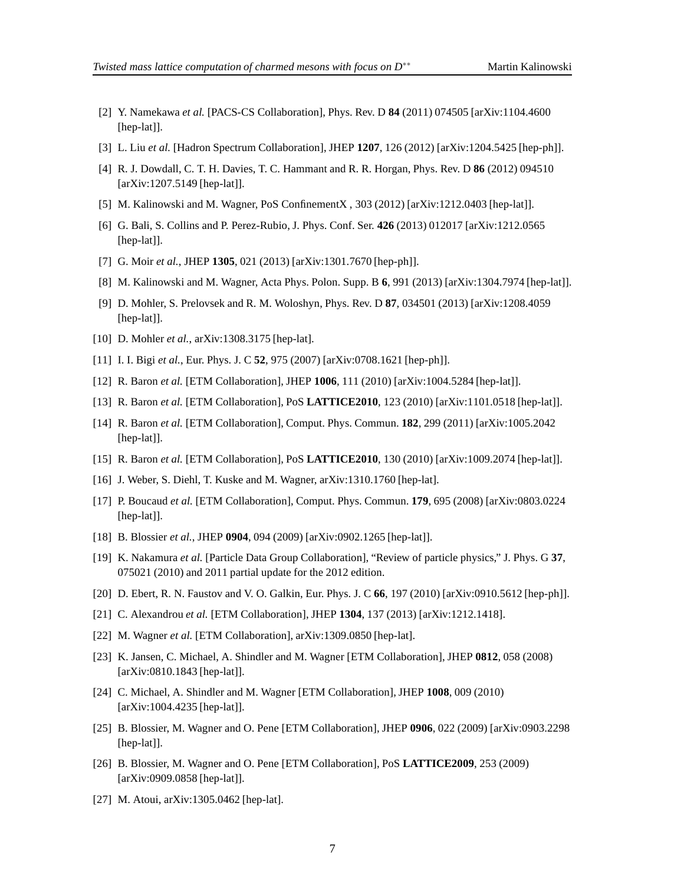[2] Y. Namekawa *et al.* [PACS-CS Collaboration], Phys. Rev. D **84** (2011) 074505 [arXiv:1104.4600 [hep-lat]].

[3] L. Liu *et al.* [Hadron Spectrum Collaboration], JHEP **1207**, 126 (2012) [arXiv:1204.5425 [hep-ph]].

[4] R. J. Dowdall, C. T. H. Davies, T. C. Hammant and R. R. Horgan, Phys. Rev. D **86** (2012) 094510 [arXiv:1207.5149 [hep-lat]].

[5] M. Kalinowski and M. Wagner, PoS ConfinementX , 303 (2012) [arXiv:1212.0403 [hep-lat]].

[6] G. Bali, S. Collins and P. Perez-Rubio, J. Phys. Conf. Ser. **426** (2013) 012017 [arXiv:1212.0565 [hep-lat]].

[7] G. Moir *et al.*, JHEP **1305**, 021 (2013) [arXiv:1301.7670 [hep-ph]].

[8] M. Kalinowski and M. Wagner, Acta Phys. Polon. Supp. B **6**, 991 (2013) [arXiv:1304.7974 [hep-lat]].

[9] D. Mohler, S. Prelovsek and R. M. Woloshyn, Phys. Rev. D **87**, 034501 (2013) [arXiv:1208.4059 [hep-lat]].

[10] D. Mohler *et al.*, arXiv:1308.3175 [hep-lat].

[11] I. I. Bigi *et al.*, Eur. Phys. J. C **52**, 975 (2007) [arXiv:0708.1621 [hep-ph]].

[12] R. Baron *et al.* [ETM Collaboration], JHEP **1006**, 111 (2010) [arXiv:1004.5284 [hep-lat]].

[13] R. Baron *et al.* [ETM Collaboration], PoS **LATTICE2010**, 123 (2010) [arXiv:1101.0518 [hep-lat]].

[14] R. Baron *et al.* [ETM Collaboration], Comput. Phys. Commun. **182**, 299 (2011) [arXiv:1005.2042 [hep-lat]].

[15] R. Baron *et al.* [ETM Collaboration], PoS **LATTICE2010**, 130 (2010) [arXiv:1009.2074 [hep-lat]].

[16] J. Weber, S. Diehl, T. Kuske and M. Wagner, arXiv:1310.1760 [hep-lat].

[17] P. Boucaud *et al.* [ETM Collaboration], Comput. Phys. Commun. **179**, 695 (2008) [arXiv:0803.0224 [hep-lat]].

[18] B. Blossier *et al.*, JHEP **0904**, 094 (2009) [arXiv:0902.1265 [hep-lat]].

[19] K. Nakamura *et al.* [Particle Data Group Collaboration], "Review of particle physics," J. Phys. G **37**, 075021 (2010) and 2011 partial update for the 2012 edition.

[20] D. Ebert, R. N. Faustov and V. O. Galkin, Eur. Phys. J. C **66**, 197 (2010) [arXiv:0910.5612 [hep-ph]].

[21] C. Alexandrou *et al.* [ETM Collaboration], JHEP **1304**, 137 (2013) [arXiv:1212.1418].

[22] M. Wagner *et al.* [ETM Collaboration], arXiv:1309.0850 [hep-lat].

[23] K. Jansen, C. Michael, A. Shindler and M. Wagner [ETM Collaboration], JHEP **0812**, 058 (2008) [arXiv:0810.1843 [hep-lat]].

[24] C. Michael, A. Shindler and M. Wagner [ETM Collaboration], JHEP **1008**, 009 (2010) [arXiv:1004.4235 [hep-lat]].

[25] B. Blossier, M. Wagner and O. Pene [ETM Collaboration], JHEP **0906**, 022 (2009) [arXiv:0903.2298 [hep-lat]].

[26] B. Blossier, M. Wagner and O. Pene [ETM Collaboration], PoS **LATTICE2009**, 253 (2009) [arXiv:0909.0858 [hep-lat]].

[27] M. Atoui, arXiv:1305.0462 [hep-lat].